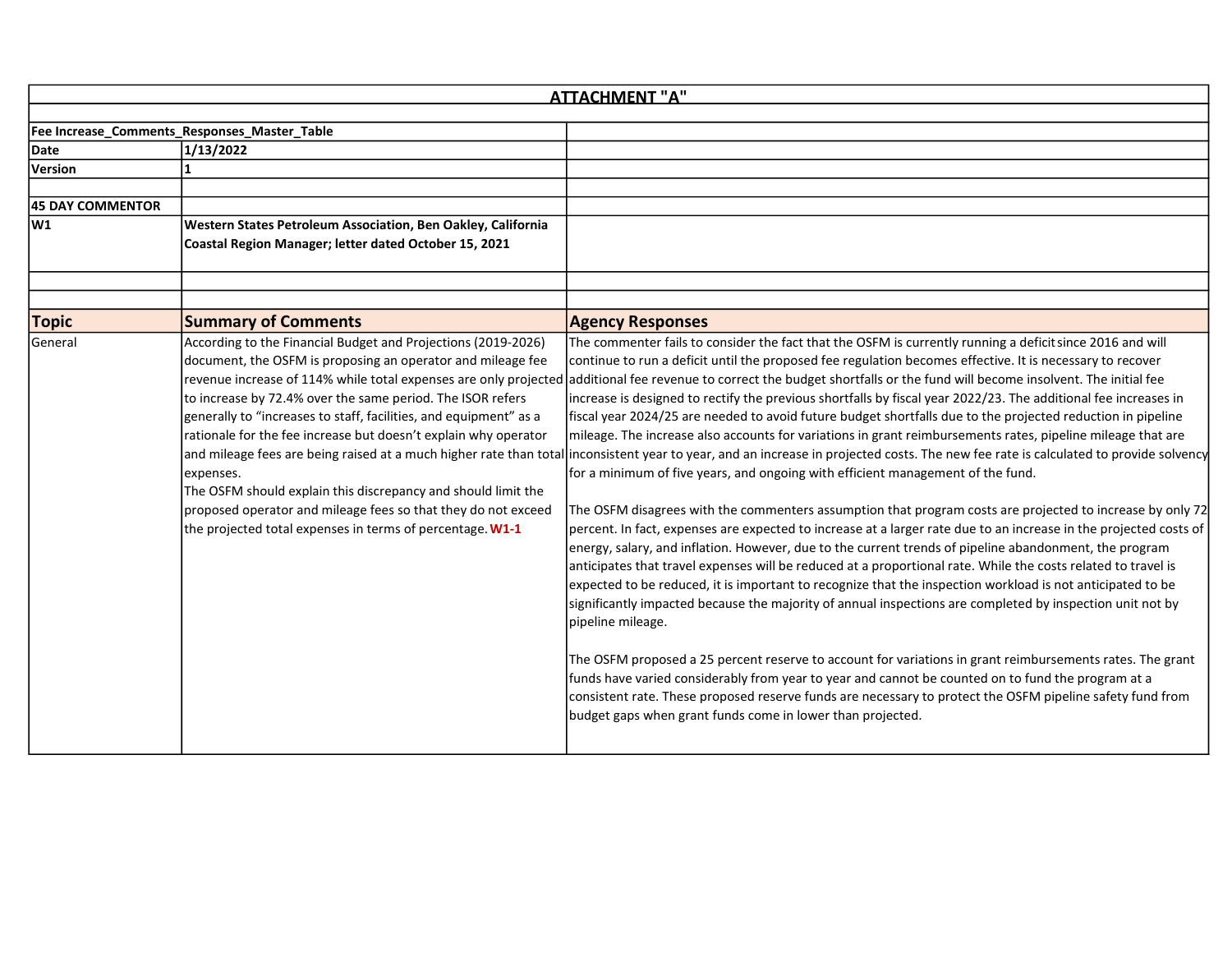# ATTACHMENT "A"

| Fee Increase_Comments_Responses_Master_Table | | |
|---|---|---|
| **Date** | **1/13/2022** | |
| **Version** | **1** | |
| | | |
| **45 DAY COMMENTOR** | | |
| **W1** | **Western States Petroleum Association, Ben Oakley, California Coastal Region Manager; letter dated October 15, 2021** | |

| Topic | Summary of Comments | Agency Responses |
|---|---|---|
| General | According to the Financial Budget and Projections (2019-2026) document, the OSFM is proposing an operator and mileage fee revenue increase of 114% while total expenses are only projected to increase by 72.4% over the same period. The ISOR refers generally to "increases to staff, facilities, and equipment" as a rationale for the fee increase but doesn't explain why operator and mileage fees are being raised at a much higher rate than total expenses.<br>The OSFM should explain this discrepancy and should limit the proposed operator and mileage fees so that they do not exceed the projected total expenses in terms of percentage. **W1-1** | The commenter fails to consider the fact that the OSFM is currently running a deficit since 2016 and will continue to run a deficit until the proposed fee regulation becomes effective. It is necessary to recover additional fee revenue to correct the budget shortfalls or the fund will become insolvent. The initial fee increase is designed to rectify the previous shortfalls by fiscal year 2022/23. The additional fee increases in fiscal year 2024/25 are needed to avoid future budget shortfalls due to the projected reduction in pipeline mileage. The increase also accounts for variations in grant reimbursements rates, pipeline mileage that are inconsistent year to year, and an increase in projected costs. The new fee rate is calculated to provide solvency for a minimum of five years, and ongoing with efficient management of the fund.<br><br>The OSFM disagrees with the commenters assumption that program costs are projected to increase by only 72 percent. In fact, expenses are expected to increase at a larger rate due to an increase in the projected costs of energy, salary, and inflation. However, due to the current trends of pipeline abandonment, the program anticipates that travel expenses will be reduced at a proportional rate. While the costs related to travel is expected to be reduced, it is important to recognize that the inspection workload is not anticipated to be significantly impacted because the majority of annual inspections are completed by inspection unit not by pipeline mileage.<br><br>The OSFM proposed a 25 percent reserve to account for variations in grant reimbursements rates. The grant funds have varied considerably from year to year and cannot be counted on to fund the program at a consistent rate. These proposed reserve funds are necessary to protect the OSFM pipeline safety fund from budget gaps when grant funds come in lower than projected. |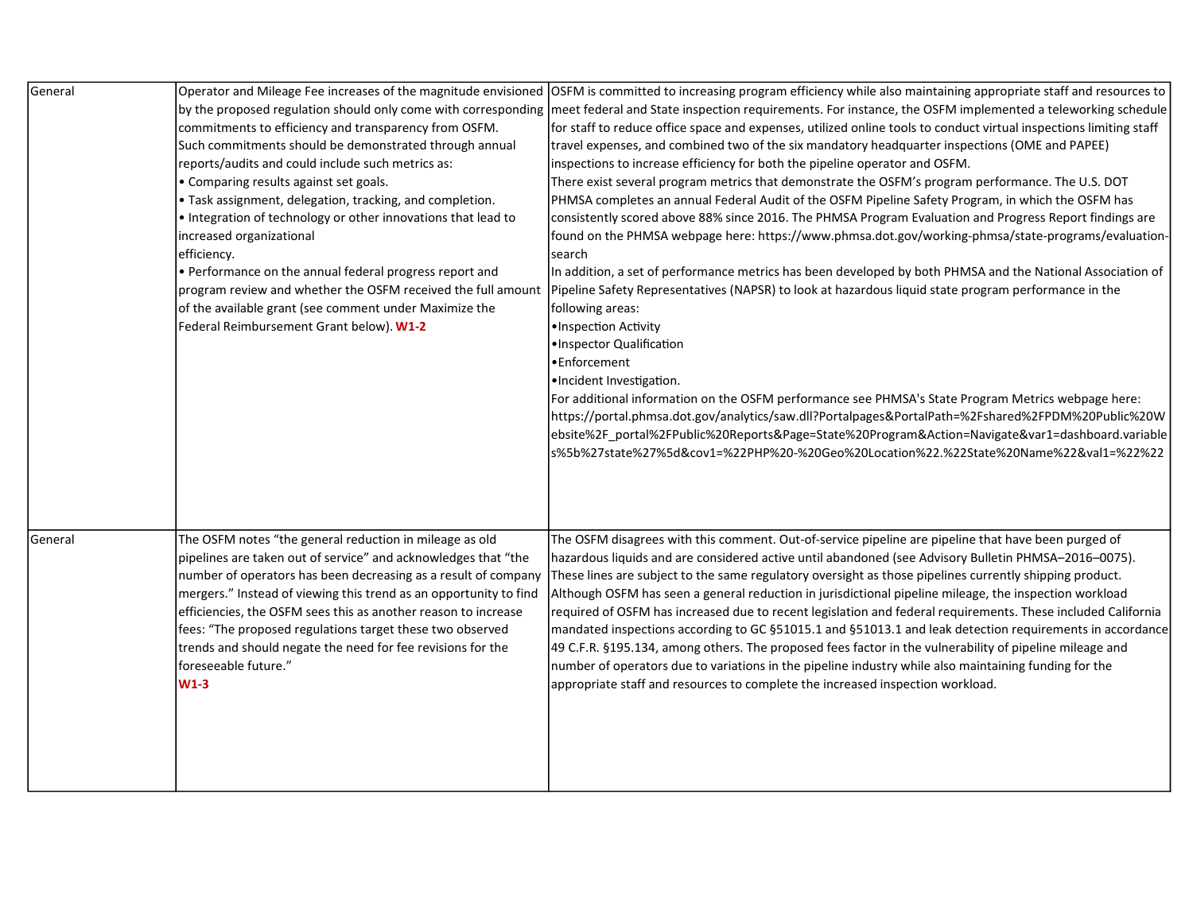| | | |
|---|---|---|
| General | Operator and Mileage Fee increases of the magnitude envisioned by the proposed regulation should only come with corresponding commitments to efficiency and transparency from OSFM.<br>Such commitments should be demonstrated through annual reports/audits and could include such metrics as:<br>• Comparing results against set goals.<br>• Task assignment, delegation, tracking, and completion.<br>• Integration of technology or other innovations that lead to increased organizational efficiency.<br>• Performance on the annual federal progress report and program review and whether the OSFM received the full amount of the available grant (see comment under Maximize the Federal Reimbursement Grant below). **W1-2** | OSFM is committed to increasing program efficiency while also maintaining appropriate staff and resources to meet federal and State inspection requirements. For instance, the OSFM implemented a teleworking schedule for staff to reduce office space and expenses, utilized online tools to conduct virtual inspections limiting staff travel expenses, and combined two of the six mandatory headquarter inspections (OME and PAPEE) inspections to increase efficiency for both the pipeline operator and OSFM.<br>There exist several program metrics that demonstrate the OSFM's program performance. The U.S. DOT PHMSA completes an annual Federal Audit of the OSFM Pipeline Safety Program, in which the OSFM has consistently scored above 88% since 2016. The PHMSA Program Evaluation and Progress Report findings are found on the PHMSA webpage here: https://www.phmsa.dot.gov/working-phmsa/state-programs/evaluation-search<br>In addition, a set of performance metrics has been developed by both PHMSA and the National Association of Pipeline Safety Representatives (NAPSR) to look at hazardous liquid state program performance in the following areas:<br>•Inspection Activity<br>•Inspector Qualification<br>•Enforcement<br>•Incident Investigation.<br>For additional information on the OSFM performance see PHMSA's State Program Metrics webpage here: https://portal.phmsa.dot.gov/analytics/saw.dll?Portalpages&PortalPath=%2Fshared%2FPDM%20Public%20Website%2F_portal%2FPublic%20Reports&Page=State%20Program&Action=Navigate&var1=dashboard.variables%5b%27state%27%5d&cov1=%22PHP%20-%20Geo%20Location%22.%22State%20Name%22&val1=%22%22 |
| General | The OSFM notes "the general reduction in mileage as old pipelines are taken out of service" and acknowledges that "the number of operators has been decreasing as a result of company mergers." Instead of viewing this trend as an opportunity to find efficiencies, the OSFM sees this as another reason to increase fees: "The proposed regulations target these two observed trends and should negate the need for fee revisions for the foreseeable future."<br>**W1-3** | The OSFM disagrees with this comment. Out-of-service pipeline are pipeline that have been purged of hazardous liquids and are considered active until abandoned (see Advisory Bulletin PHMSA–2016–0075). These lines are subject to the same regulatory oversight as those pipelines currently shipping product. Although OSFM has seen a general reduction in jurisdictional pipeline mileage, the inspection workload required of OSFM has increased due to recent legislation and federal requirements. These included California mandated inspections according to GC §51015.1 and §51013.1 and leak detection requirements in accordance 49 C.F.R. §195.134, among others. The proposed fees factor in the vulnerability of pipeline mileage and number of operators due to variations in the pipeline industry while also maintaining funding for the appropriate staff and resources to complete the increased inspection workload. |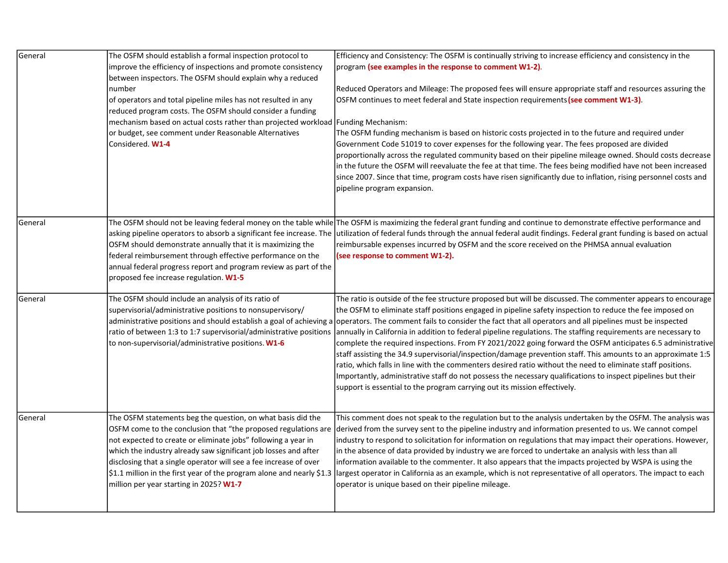| | | |
|---|---|---|
| General | The OSFM should establish a formal inspection protocol to improve the efficiency of inspections and promote consistency between inspectors. The OSFM should explain why a reduced number of operators and total pipeline miles has not resulted in any reduced program costs. The OSFM should consider a funding mechanism based on actual costs rather than projected workload or budget, see comment under Reasonable Alternatives Considered. **W1-4** | Efficiency and Consistency: The OSFM is continually striving to increase efficiency and consistency in the program **(see examples in the response to comment W1-2)**.<br><br>Reduced Operators and Mileage: The proposed fees will ensure appropriate staff and resources assuring the OSFM continues to meet federal and State inspection requirements **(see comment W1-3)**.<br><br>Funding Mechanism:<br>The OSFM funding mechanism is based on historic costs projected in to the future and required under Government Code 51019 to cover expenses for the following year. The fees proposed are divided proportionally across the regulated community based on their pipeline mileage owned. Should costs decrease in the future the OSFM will reevaluate the fee at that time. The fees being modified have not been increased since 2007. Since that time, program costs have risen significantly due to inflation, rising personnel costs and pipeline program expansion. |
| General | The OSFM should not be leaving federal money on the table while asking pipeline operators to absorb a significant fee increase. The OSFM should demonstrate annually that it is maximizing the federal reimbursement through effective performance on the annual federal progress report and program review as part of the proposed fee increase regulation. **W1-5** | The OSFM is maximizing the federal grant funding and continue to demonstrate effective performance and utilization of federal funds through the annual federal audit findings. Federal grant funding is based on actual reimbursable expenses incurred by OSFM and the score received on the PHMSA annual evaluation **(see response to comment W1-2).** |
| General | The OSFM should include an analysis of its ratio of supervisorial/administrative positions to nonsupervisory/ administrative positions and should establish a goal of achieving a ratio of between 1:3 to 1:7 supervisorial/administrative positions to non-supervisorial/administrative positions. **W1-6** | The ratio is outside of the fee structure proposed but will be discussed. The commenter appears to encourage the OSFM to eliminate staff positions engaged in pipeline safety inspection to reduce the fee imposed on operators. The comment fails to consider the fact that all operators and all pipelines must be inspected annually in California in addition to federal pipeline regulations. The staffing requirements are necessary to complete the required inspections. From FY 2021/2022 going forward the OSFM anticipates 6.5 administrative staff assisting the 34.9 supervisorial/inspection/damage prevention staff. This amounts to an approximate 1:5 ratio, which falls in line with the commenters desired ratio without the need to eliminate staff positions. Importantly, administrative staff do not possess the necessary qualifications to inspect pipelines but their support is essential to the program carrying out its mission effectively. |
| General | The OSFM statements beg the question, on what basis did the OSFM come to the conclusion that "the proposed regulations are not expected to create or eliminate jobs" following a year in which the industry already saw significant job losses and after disclosing that a single operator will see a fee increase of over $1.1 million in the first year of the program alone and nearly $1.3 million per year starting in 2025? **W1-7** | This comment does not speak to the regulation but to the analysis undertaken by the OSFM. The analysis was derived from the survey sent to the pipeline industry and information presented to us. We cannot compel industry to respond to solicitation for information on regulations that may impact their operations. However, in the absence of data provided by industry we are forced to undertake an analysis with less than all information available to the commenter. It also appears that the impacts projected by WSPA is using the largest operator in California as an example, which is not representative of all operators. The impact to each operator is unique based on their pipeline mileage. |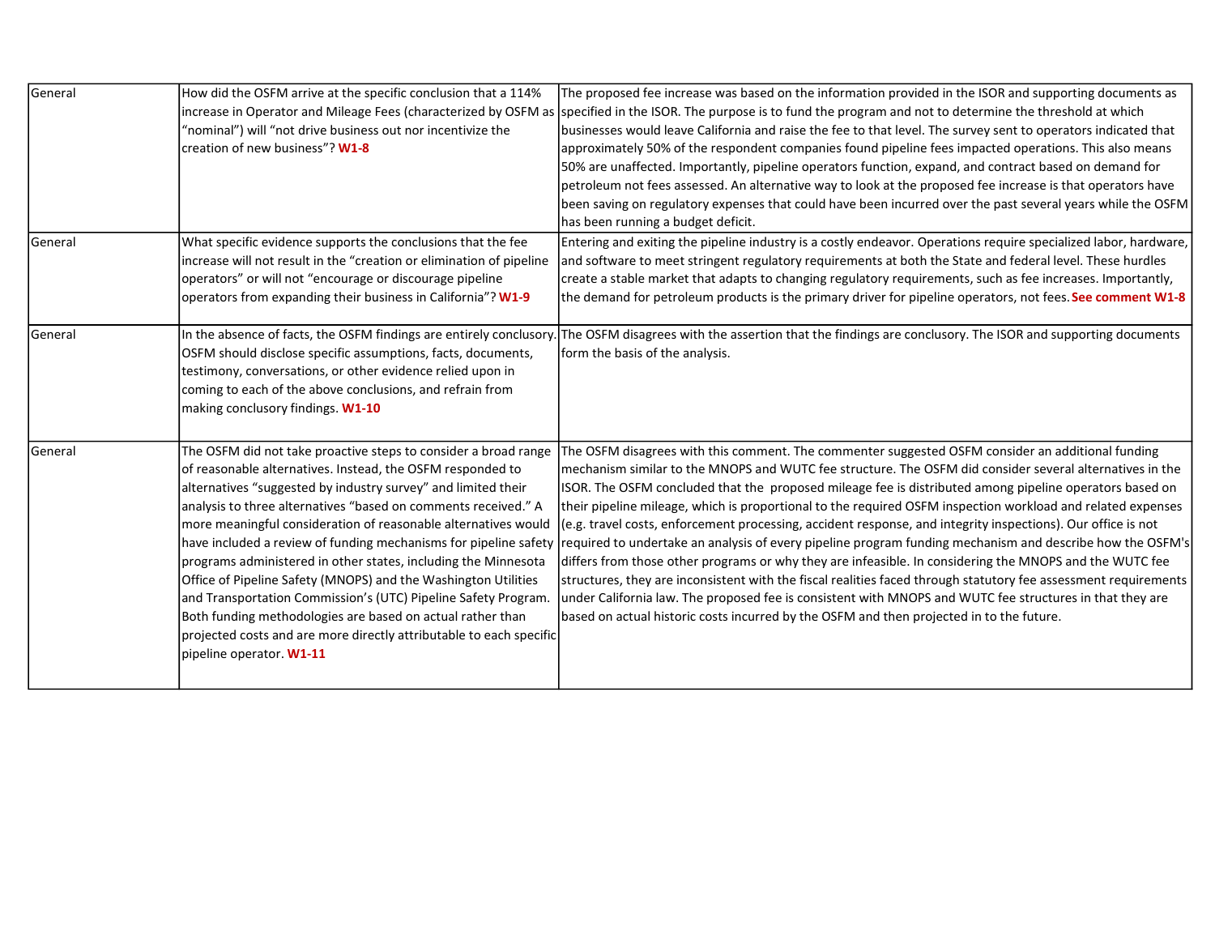| | | |
|---|---|---|
| General | How did the OSFM arrive at the specific conclusion that a 114% increase in Operator and Mileage Fees (characterized by OSFM as "nominal") will "not drive business out nor incentivize the creation of new business"? **W1-8** | The proposed fee increase was based on the information provided in the ISOR and supporting documents as specified in the ISOR. The purpose is to fund the program and not to determine the threshold at which businesses would leave California and raise the fee to that level. The survey sent to operators indicated that approximately 50% of the respondent companies found pipeline fees impacted operations. This also means 50% are unaffected. Importantly, pipeline operators function, expand, and contract based on demand for petroleum not fees assessed. An alternative way to look at the proposed fee increase is that operators have been saving on regulatory expenses that could have been incurred over the past several years while the OSFM has been running a budget deficit. |
| General | What specific evidence supports the conclusions that the fee increase will not result in the "creation or elimination of pipeline operators" or will not "encourage or discourage pipeline operators from expanding their business in California"? **W1-9** | Entering and exiting the pipeline industry is a costly endeavor. Operations require specialized labor, hardware, and software to meet stringent regulatory requirements at both the State and federal level. These hurdles create a stable market that adapts to changing regulatory requirements, such as fee increases. Importantly, the demand for petroleum products is the primary driver for pipeline operators, not fees. **See comment W1-8** |
| General | In the absence of facts, the OSFM findings are entirely conclusory. OSFM should disclose specific assumptions, facts, documents, testimony, conversations, or other evidence relied upon in coming to each of the above conclusions, and refrain from making conclusory findings. **W1-10** | The OSFM disagrees with the assertion that the findings are conclusory. The ISOR and supporting documents form the basis of the analysis. |
| General | The OSFM did not take proactive steps to consider a broad range of reasonable alternatives. Instead, the OSFM responded to alternatives "suggested by industry survey" and limited their analysis to three alternatives "based on comments received." A more meaningful consideration of reasonable alternatives would have included a review of funding mechanisms for pipeline safety programs administered in other states, including the Minnesota Office of Pipeline Safety (MNOPS) and the Washington Utilities and Transportation Commission's (UTC) Pipeline Safety Program. Both funding methodologies are based on actual rather than projected costs and are more directly attributable to each specific pipeline operator. **W1-11** | The OSFM disagrees with this comment. The commenter suggested OSFM consider an additional funding mechanism similar to the MNOPS and WUTC fee structure. The OSFM did consider several alternatives in the ISOR. The OSFM concluded that the proposed mileage fee is distributed among pipeline operators based on their pipeline mileage, which is proportional to the required OSFM inspection workload and related expenses (e.g. travel costs, enforcement processing, accident response, and integrity inspections). Our office is not required to undertake an analysis of every pipeline program funding mechanism and describe how the OSFM's differs from those other programs or why they are infeasible. In considering the MNOPS and the WUTC fee structures, they are inconsistent with the fiscal realities faced through statutory fee assessment requirements under California law. The proposed fee is consistent with MNOPS and WUTC fee structures in that they are based on actual historic costs incurred by the OSFM and then projected in to the future. |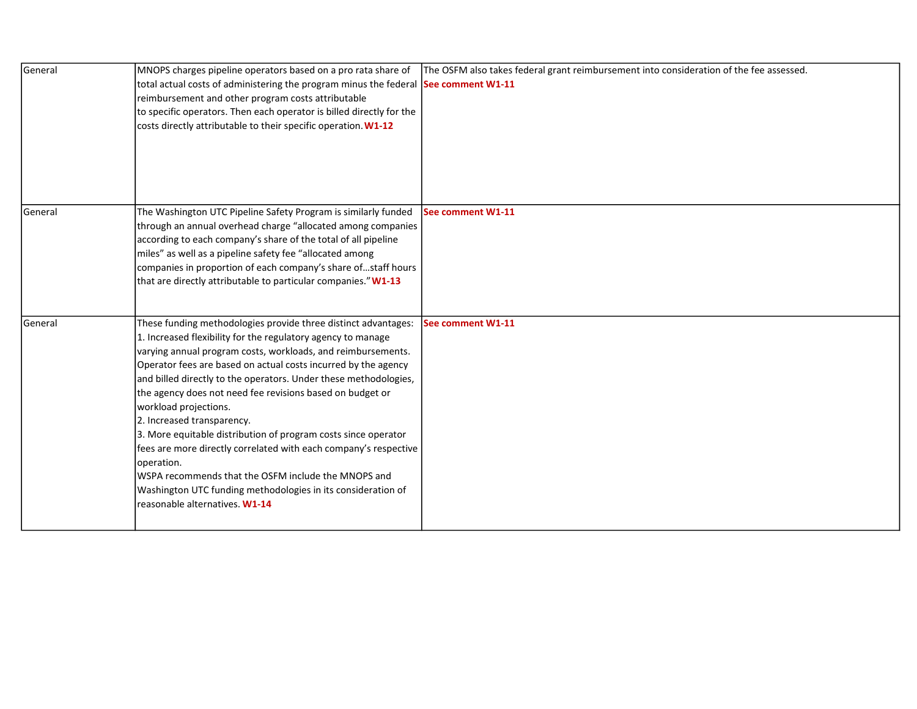| General | MNOPS charges pipeline operators based on a pro rata share of total actual costs of administering the program minus the federal reimbursement and other program costs attributable to specific operators. Then each operator is billed directly for the costs directly attributable to their specific operation. **W1-12** | The OSFM also takes federal grant reimbursement into consideration of the fee assessed. **See comment W1-11** |
|---|---|---|
| General | The Washington UTC Pipeline Safety Program is similarly funded through an annual overhead charge "allocated among companies according to each company's share of the total of all pipeline miles" as well as a pipeline safety fee "allocated among companies in proportion of each company's share of…staff hours that are directly attributable to particular companies." **W1-13** | **See comment W1-11** |
| General | These funding methodologies provide three distinct advantages:<br>1. Increased flexibility for the regulatory agency to manage varying annual program costs, workloads, and reimbursements. Operator fees are based on actual costs incurred by the agency and billed directly to the operators. Under these methodologies, the agency does not need fee revisions based on budget or workload projections.<br>2. Increased transparency.<br>3. More equitable distribution of program costs since operator fees are more directly correlated with each company's respective operation.<br>WSPA recommends that the OSFM include the MNOPS and Washington UTC funding methodologies in its consideration of reasonable alternatives. **W1-14** | **See comment W1-11** |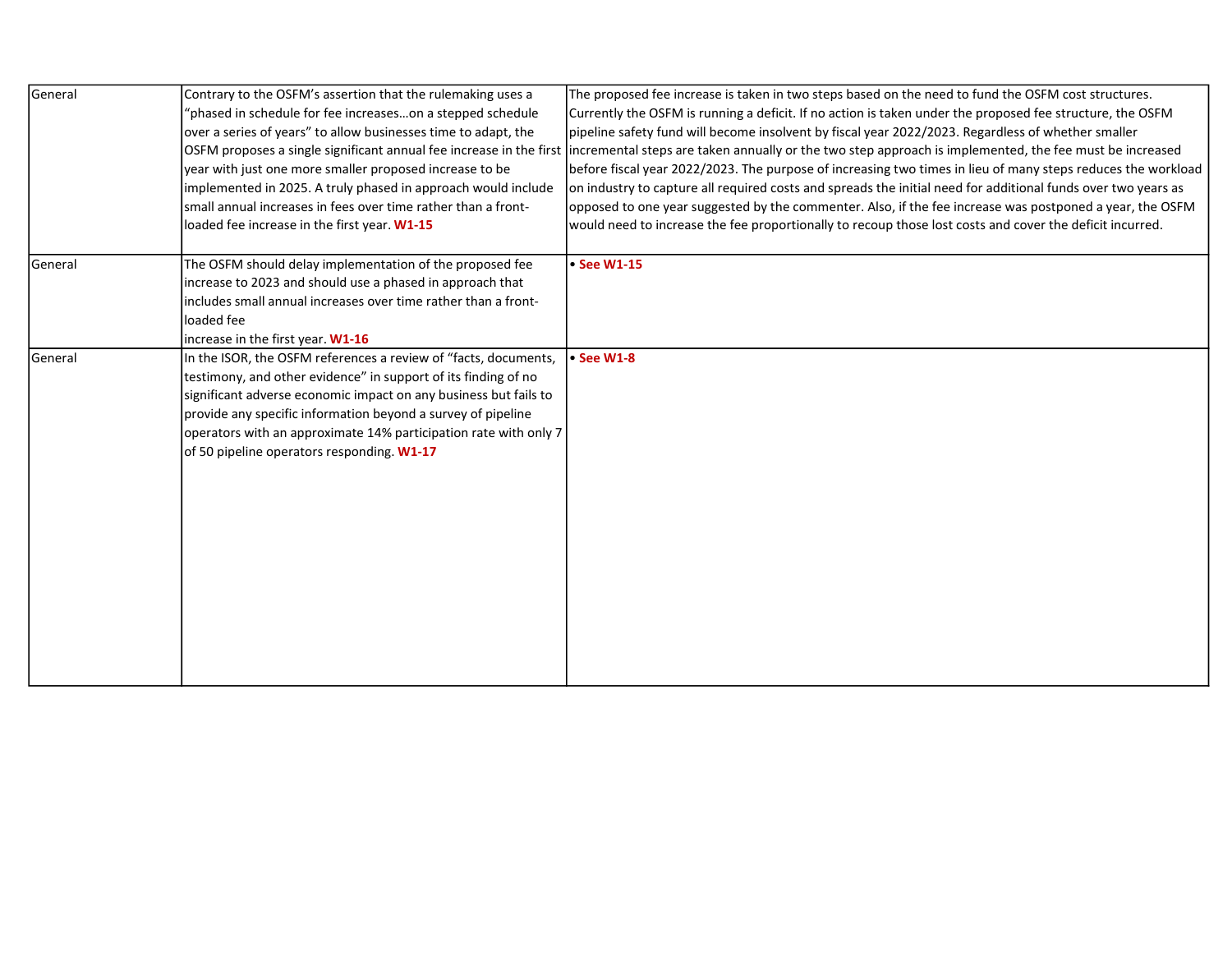| | | |
|---|---|---|
| General | Contrary to the OSFM's assertion that the rulemaking uses a "phased in schedule for fee increases…on a stepped schedule over a series of years" to allow businesses time to adapt, the OSFM proposes a single significant annual fee increase in the first year with just one more smaller proposed increase to be implemented in 2025. A truly phased in approach would include small annual increases in fees over time rather than a front-loaded fee increase in the first year. **W1-15** | The proposed fee increase is taken in two steps based on the need to fund the OSFM cost structures. Currently the OSFM is running a deficit. If no action is taken under the proposed fee structure, the OSFM pipeline safety fund will become insolvent by fiscal year 2022/2023. Regardless of whether smaller incremental steps are taken annually or the two step approach is implemented, the fee must be increased before fiscal year 2022/2023. The purpose of increasing two times in lieu of many steps reduces the workload on industry to capture all required costs and spreads the initial need for additional funds over two years as opposed to one year suggested by the commenter. Also, if the fee increase was postponed a year, the OSFM would need to increase the fee proportionally to recoup those lost costs and cover the deficit incurred. |
| General | The OSFM should delay implementation of the proposed fee increase to 2023 and should use a phased in approach that includes small annual increases over time rather than a front-loaded fee increase in the first year. **W1-16** | • **See W1-15** |
| General | In the ISOR, the OSFM references a review of "facts, documents, testimony, and other evidence" in support of its finding of no significant adverse economic impact on any business but fails to provide any specific information beyond a survey of pipeline operators with an approximate 14% participation rate with only 7 of 50 pipeline operators responding. **W1-17** | • **See W1-8** |